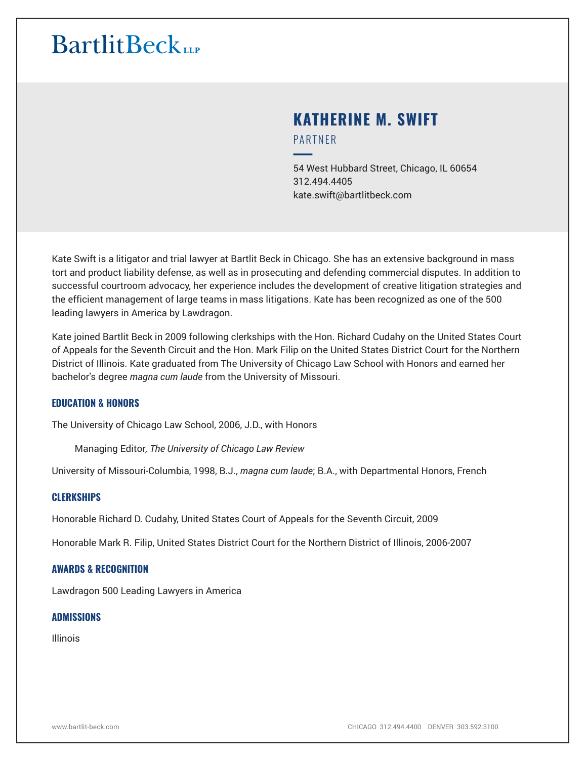# BartlitBeck LLP

## KATHERINE M. SWIFT

PARTNER

54 West Hubbard Street, Chicago, IL 60654
312.494.4405
kate.swift@bartlitbeck.com

Kate Swift is a litigator and trial lawyer at Bartlit Beck in Chicago. She has an extensive background in mass tort and product liability defense, as well as in prosecuting and defending commercial disputes. In addition to successful courtroom advocacy, her experience includes the development of creative litigation strategies and the efficient management of large teams in mass litigations. Kate has been recognized as one of the 500 leading lawyers in America by Lawdragon.

Kate joined Bartlit Beck in 2009 following clerkships with the Hon. Richard Cudahy on the United States Court of Appeals for the Seventh Circuit and the Hon. Mark Filip on the United States District Court for the Northern District of Illinois. Kate graduated from The University of Chicago Law School with Honors and earned her bachelor's degree *magna cum laude* from the University of Missouri.

### EDUCATION & HONORS

The University of Chicago Law School, 2006, J.D., with Honors

Managing Editor, *The University of Chicago Law Review*

University of Missouri-Columbia, 1998, B.J., *magna cum laude*; B.A., with Departmental Honors, French

### CLERKSHIPS

Honorable Richard D. Cudahy, United States Court of Appeals for the Seventh Circuit, 2009

Honorable Mark R. Filip, United States District Court for the Northern District of Illinois, 2006-2007

### AWARDS & RECOGNITION

Lawdragon 500 Leading Lawyers in America

### ADMISSIONS

Illinois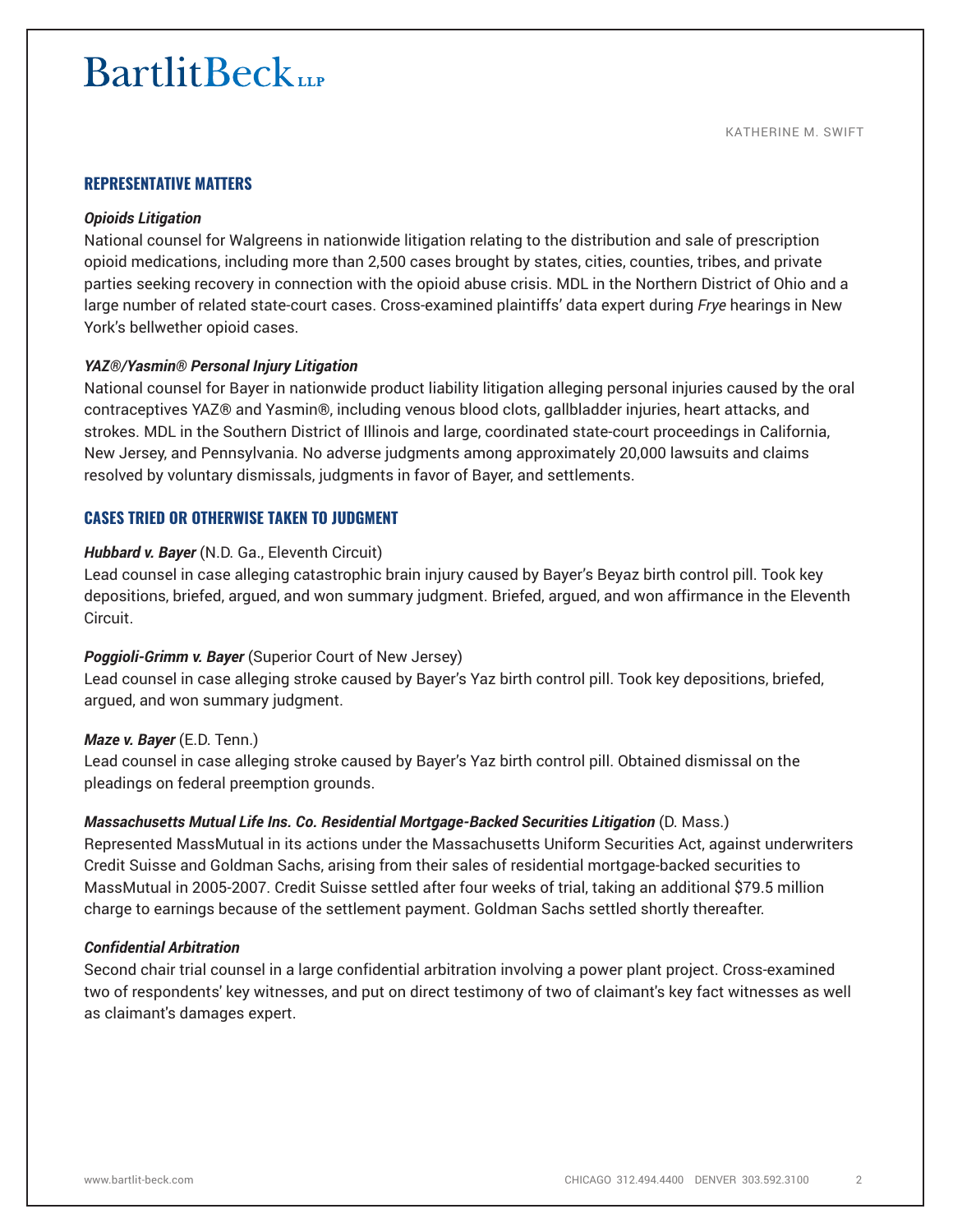## REPRESENTATIVE MATTERS

***Opioids Litigation***

National counsel for Walgreens in nationwide litigation relating to the distribution and sale of prescription opioid medications, including more than 2,500 cases brought by states, cities, counties, tribes, and private parties seeking recovery in connection with the opioid abuse crisis. MDL in the Northern District of Ohio and a large number of related state-court cases. Cross-examined plaintiffs' data expert during *Frye* hearings in New York's bellwether opioid cases.

***YAZ®/Yasmin® Personal Injury Litigation***

National counsel for Bayer in nationwide product liability litigation alleging personal injuries caused by the oral contraceptives YAZ® and Yasmin®, including venous blood clots, gallbladder injuries, heart attacks, and strokes. MDL in the Southern District of Illinois and large, coordinated state-court proceedings in California, New Jersey, and Pennsylvania. No adverse judgments among approximately 20,000 lawsuits and claims resolved by voluntary dismissals, judgments in favor of Bayer, and settlements.

## CASES TRIED OR OTHERWISE TAKEN TO JUDGMENT

***Hubbard v. Bayer*** (N.D. Ga., Eleventh Circuit)

Lead counsel in case alleging catastrophic brain injury caused by Bayer's Beyaz birth control pill. Took key depositions, briefed, argued, and won summary judgment. Briefed, argued, and won affirmance in the Eleventh Circuit.

***Poggioli-Grimm v. Bayer*** (Superior Court of New Jersey)

Lead counsel in case alleging stroke caused by Bayer's Yaz birth control pill. Took key depositions, briefed, argued, and won summary judgment.

***Maze v. Bayer*** (E.D. Tenn.)

Lead counsel in case alleging stroke caused by Bayer's Yaz birth control pill. Obtained dismissal on the pleadings on federal preemption grounds.

***Massachusetts Mutual Life Ins. Co. Residential Mortgage-Backed Securities Litigation*** (D. Mass.)

Represented MassMutual in its actions under the Massachusetts Uniform Securities Act, against underwriters Credit Suisse and Goldman Sachs, arising from their sales of residential mortgage-backed securities to MassMutual in 2005-2007. Credit Suisse settled after four weeks of trial, taking an additional $79.5 million charge to earnings because of the settlement payment. Goldman Sachs settled shortly thereafter.

***Confidential Arbitration***

Second chair trial counsel in a large confidential arbitration involving a power plant project. Cross-examined two of respondents' key witnesses, and put on direct testimony of two of claimant's key fact witnesses as well as claimant's damages expert.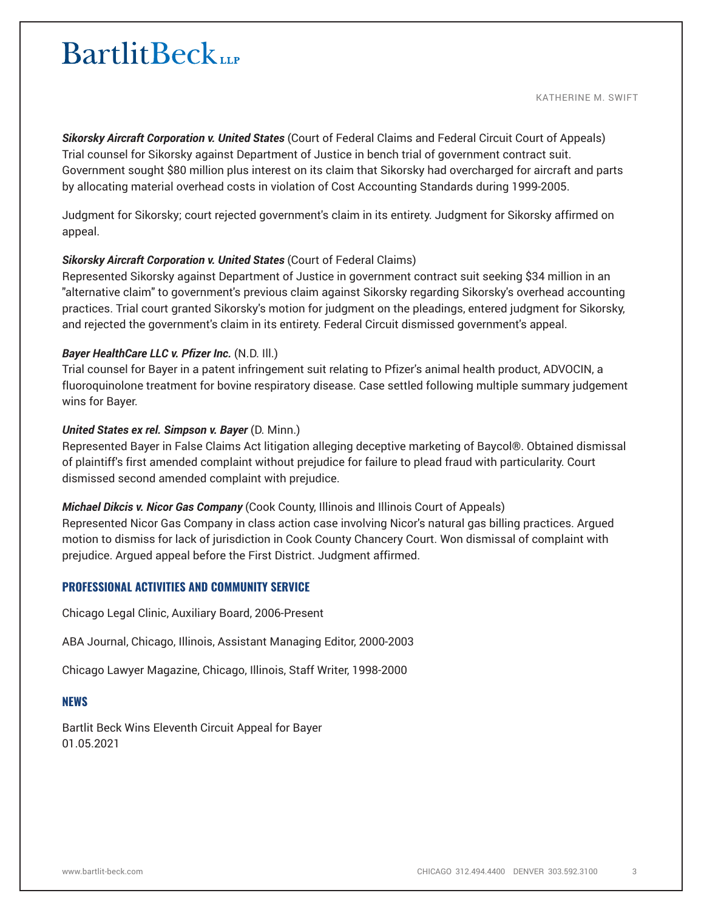***Sikorsky Aircraft Corporation v. United States*** (Court of Federal Claims and Federal Circuit Court of Appeals)
Trial counsel for Sikorsky against Department of Justice in bench trial of government contract suit. Government sought $80 million plus interest on its claim that Sikorsky had overcharged for aircraft and parts by allocating material overhead costs in violation of Cost Accounting Standards during 1999-2005.

Judgment for Sikorsky; court rejected government's claim in its entirety. Judgment for Sikorsky affirmed on appeal.

***Sikorsky Aircraft Corporation v. United States*** (Court of Federal Claims)
Represented Sikorsky against Department of Justice in government contract suit seeking $34 million in an "alternative claim" to government's previous claim against Sikorsky regarding Sikorsky's overhead accounting practices. Trial court granted Sikorsky's motion for judgment on the pleadings, entered judgment for Sikorsky, and rejected the government's claim in its entirety. Federal Circuit dismissed government's appeal.

***Bayer HealthCare LLC v. Pfizer Inc.*** (N.D. Ill.)
Trial counsel for Bayer in a patent infringement suit relating to Pfizer's animal health product, ADVOCIN, a fluoroquinolone treatment for bovine respiratory disease. Case settled following multiple summary judgement wins for Bayer.

***United States ex rel. Simpson v. Bayer*** (D. Minn.)
Represented Bayer in False Claims Act litigation alleging deceptive marketing of Baycol®. Obtained dismissal of plaintiff's first amended complaint without prejudice for failure to plead fraud with particularity. Court dismissed second amended complaint with prejudice.

***Michael Dikcis v. Nicor Gas Company*** (Cook County, Illinois and Illinois Court of Appeals)
Represented Nicor Gas Company in class action case involving Nicor's natural gas billing practices. Argued motion to dismiss for lack of jurisdiction in Cook County Chancery Court. Won dismissal of complaint with prejudice. Argued appeal before the First District. Judgment affirmed.

## PROFESSIONAL ACTIVITIES AND COMMUNITY SERVICE

Chicago Legal Clinic, Auxiliary Board, 2006-Present

ABA Journal, Chicago, Illinois, Assistant Managing Editor, 2000-2003

Chicago Lawyer Magazine, Chicago, Illinois, Staff Writer, 1998-2000

## NEWS

Bartlit Beck Wins Eleventh Circuit Appeal for Bayer
01.05.2021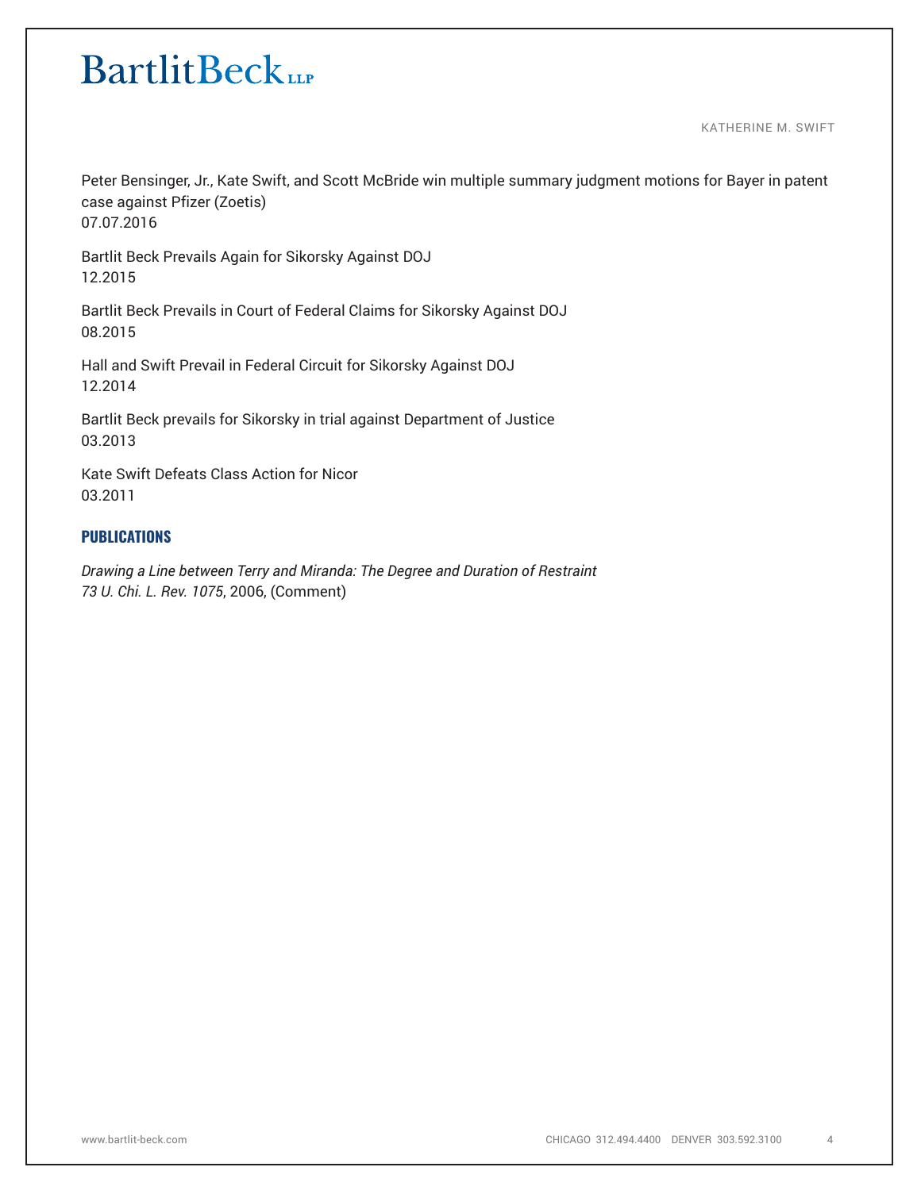Peter Bensinger, Jr., Kate Swift, and Scott McBride win multiple summary judgment motions for Bayer in patent case against Pfizer (Zoetis)
07.07.2016

Bartlit Beck Prevails Again for Sikorsky Against DOJ
12.2015

Bartlit Beck Prevails in Court of Federal Claims for Sikorsky Against DOJ
08.2015

Hall and Swift Prevail in Federal Circuit for Sikorsky Against DOJ
12.2014

Bartlit Beck prevails for Sikorsky in trial against Department of Justice
03.2013

Kate Swift Defeats Class Action for Nicor
03.2011

## PUBLICATIONS

*Drawing a Line between Terry and Miranda: The Degree and Duration of Restraint*
*73 U. Chi. L. Rev. 1075*, 2006, (Comment)